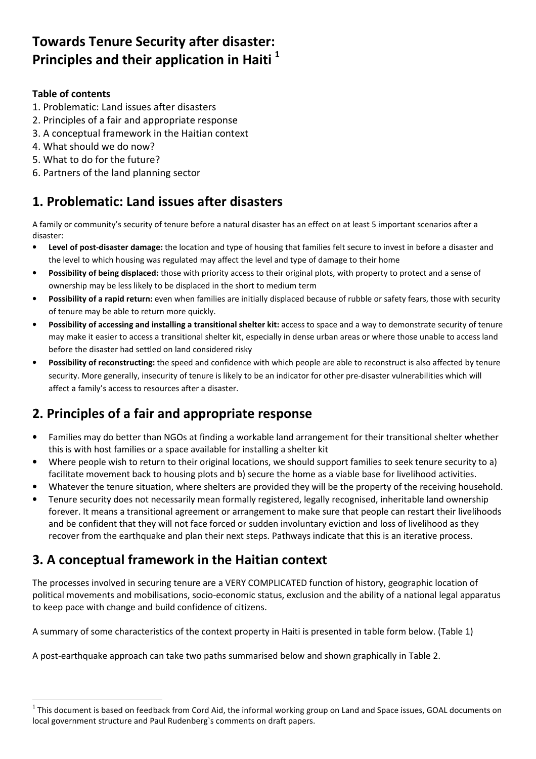# Towards Tenure Security after disaster: Principles and their application in Haiti [1]

**Table of contents**

1. Problematic: Land issues after disasters
2. Principles of a fair and appropriate response
3. A conceptual framework in the Haitian context
4. What should we do now?
5. What to do for the future?
6. Partners of the land planning sector

## 1. Problematic: Land issues after disasters

A family or community's security of tenure before a natural disaster has an effect on at least 5 important scenarios after a disaster:

- **Level of post-disaster damage:** the location and type of housing that families felt secure to invest in before a disaster and the level to which housing was regulated may affect the level and type of damage to their home
- **Possibility of being displaced:** those with priority access to their original plots, with property to protect and a sense of ownership may be less likely to be displaced in the short to medium term
- **Possibility of a rapid return:** even when families are initially displaced because of rubble or safety fears, those with security of tenure may be able to return more quickly.
- **Possibility of accessing and installing a transitional shelter kit:** access to space and a way to demonstrate security of tenure may make it easier to access a transitional shelter kit, especially in dense urban areas or where those unable to access land before the disaster had settled on land considered risky
- **Possibility of reconstructing:** the speed and confidence with which people are able to reconstruct is also affected by tenure security. More generally, insecurity of tenure is likely to be an indicator for other pre-disaster vulnerabilities which will affect a family's access to resources after a disaster.

## 2. Principles of a fair and appropriate response

- Families may do better than NGOs at finding a workable land arrangement for their transitional shelter whether this is with host families or a space available for installing a shelter kit
- Where people wish to return to their original locations, we should support families to seek tenure security to a) facilitate movement back to housing plots and b) secure the home as a viable base for livelihood activities.
- Whatever the tenure situation, where shelters are provided they will be the property of the receiving household.
- Tenure security does not necessarily mean formally registered, legally recognised, inheritable land ownership forever. It means a transitional agreement or arrangement to make sure that people can restart their livelihoods and be confident that they will not face forced or sudden involuntary eviction and loss of livelihood as they recover from the earthquake and plan their next steps. Pathways indicate that this is an iterative process.

## 3. A conceptual framework in the Haitian context

The processes involved in securing tenure are a VERY COMPLICATED function of history, geographic location of political movements and mobilisations, socio-economic status, exclusion and the ability of a national legal apparatus to keep pace with change and build confidence of citizens.

A summary of some characteristics of the context property in Haiti is presented in table form below. (Table 1)

A post-earthquake approach can take two paths summarised below and shown graphically in Table 2.

---

[1] This document is based on feedback from Cord Aid, the informal working group on Land and Space issues, GOAL documents on local government structure and Paul Rudenberg`s comments on draft papers.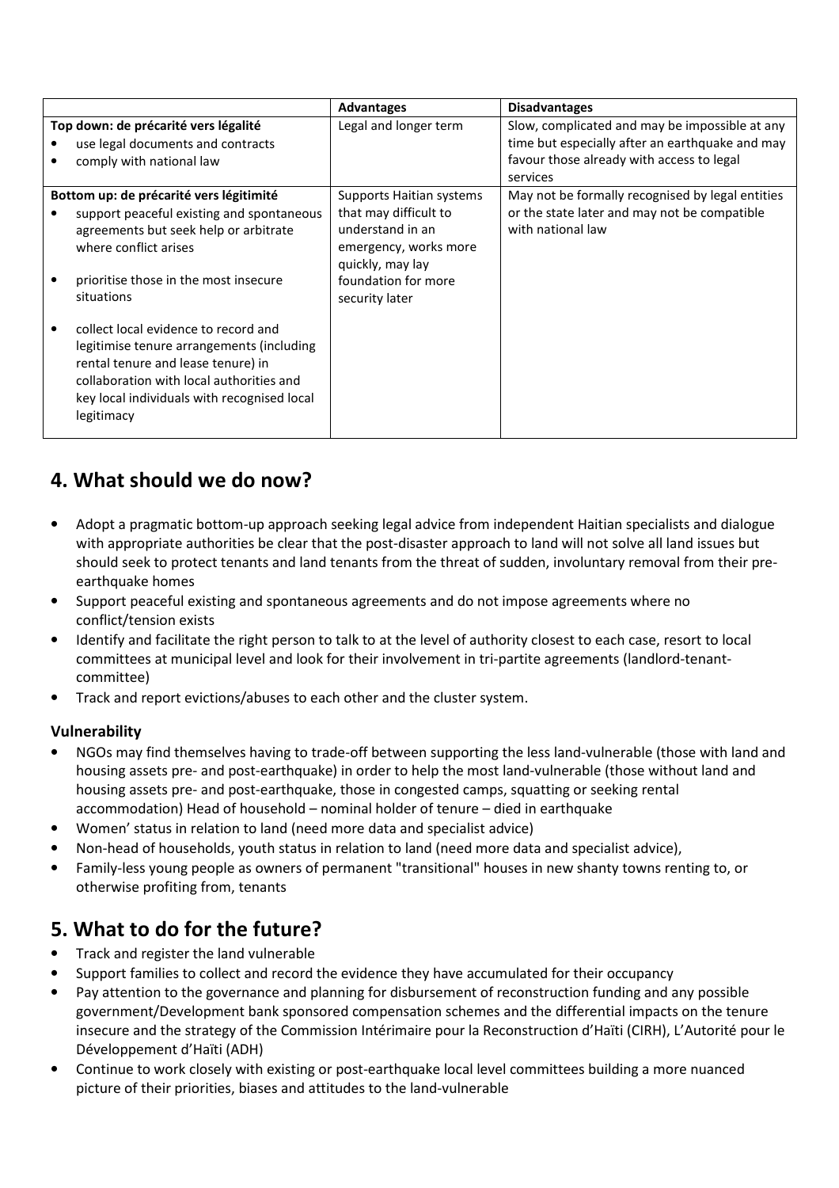| | Advantages | Disadvantages |
|---|---|---|
| **Top down: de précarité vers légalité**<br>• use legal documents and contracts<br>• comply with national law | Legal and longer term | Slow, complicated and may be impossible at any time but especially after an earthquake and may favour those already with access to legal services |
| **Bottom up: de précarité vers légitimité**<br>• support peaceful existing and spontaneous agreements but seek help or arbitrate where conflict arises<br>• prioritise those in the most insecure situations<br>• collect local evidence to record and legitimise tenure arrangements (including rental tenure and lease tenure) in collaboration with local authorities and key local individuals with recognised local legitimacy | Supports Haitian systems that may difficult to understand in an emergency, works more quickly, may lay foundation for more security later | May not be formally recognised by legal entities or the state later and may not be compatible with national law |

## 4. What should we do now?

- Adopt a pragmatic bottom-up approach seeking legal advice from independent Haitian specialists and dialogue with appropriate authorities be clear that the post-disaster approach to land will not solve all land issues but should seek to protect tenants and land tenants from the threat of sudden, involuntary removal from their pre-earthquake homes
- Support peaceful existing and spontaneous agreements and do not impose agreements where no conflict/tension exists
- Identify and facilitate the right person to talk to at the level of authority closest to each case, resort to local committees at municipal level and look for their involvement in tri-partite agreements (landlord-tenant-committee)
- Track and report evictions/abuses to each other and the cluster system.

### Vulnerability

- NGOs may find themselves having to trade-off between supporting the less land-vulnerable (those with land and housing assets pre- and post-earthquake) in order to help the most land-vulnerable (those without land and housing assets pre- and post-earthquake, those in congested camps, squatting or seeking rental accommodation) Head of household – nominal holder of tenure – died in earthquake
- Women' status in relation to land (need more data and specialist advice)
- Non-head of households, youth status in relation to land (need more data and specialist advice),
- Family-less young people as owners of permanent "transitional" houses in new shanty towns renting to, or otherwise profiting from, tenants

## 5. What to do for the future?

- Track and register the land vulnerable
- Support families to collect and record the evidence they have accumulated for their occupancy
- Pay attention to the governance and planning for disbursement of reconstruction funding and any possible government/Development bank sponsored compensation schemes and the differential impacts on the tenure insecure and the strategy of the Commission Intérimaire pour la Reconstruction d'Haïti (CIRH), L'Autorité pour le Développement d'Haïti (ADH)
- Continue to work closely with existing or post-earthquake local level committees building a more nuanced picture of their priorities, biases and attitudes to the land-vulnerable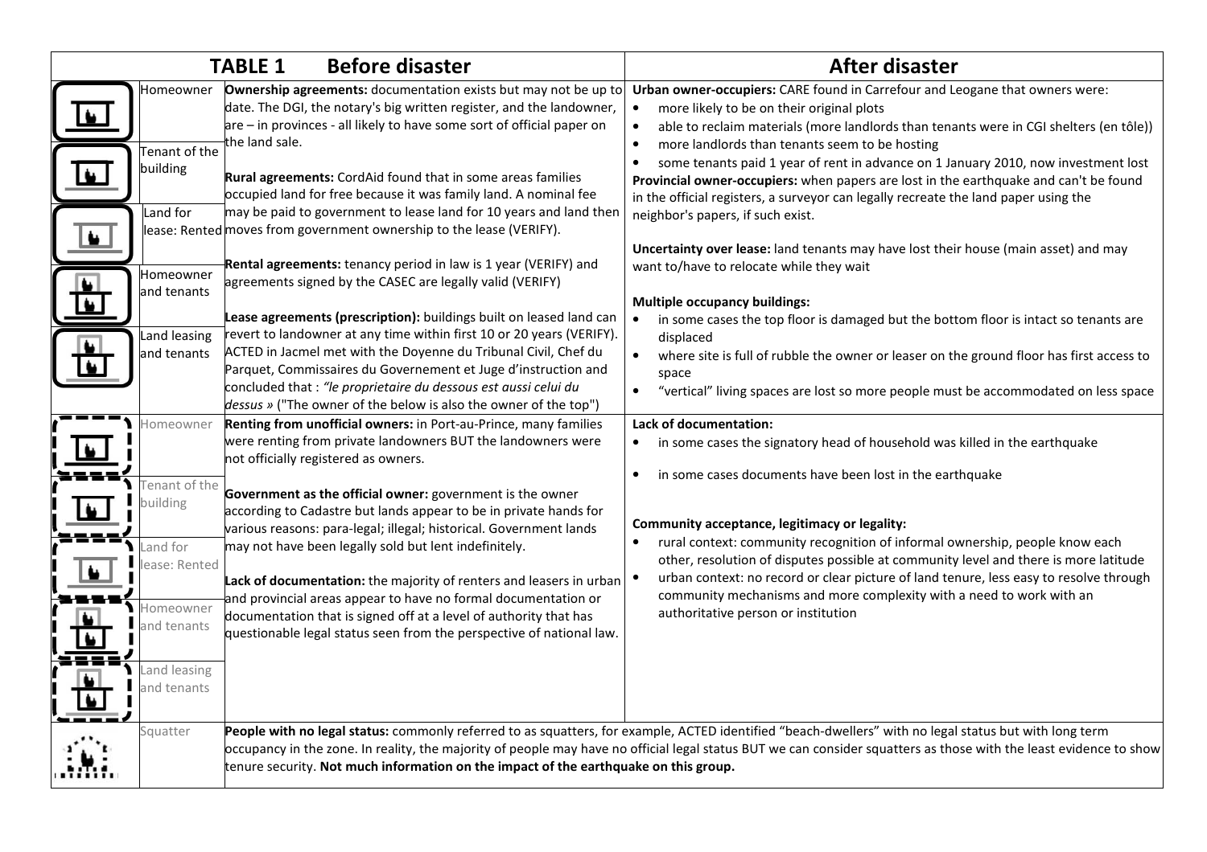| | TABLE 1 Before disaster | After disaster |
|---|---|---|
| Homeowner<br>Tenant of the building<br>Land for lease: Rented<br>Homeowner and tenants<br>Land leasing and tenants | **Ownership agreements:** documentation exists but may not be up to date. The DGI, the notary's big written register, and the landowner, are – in provinces - all likely to have some sort of official paper on the land sale.<br><br>**Rural agreements:** CordAid found that in some areas families occupied land for free because it was family land. A nominal fee may be paid to government to lease land for 10 years and land then moves from government ownership to the lease (VERIFY).<br><br>**Rental agreements:** tenancy period in law is 1 year (VERIFY) and agreements signed by the CASEC are legally valid (VERIFY)<br><br>**Lease agreements (prescription):** buildings built on leased land can revert to landowner at any time within first 10 or 20 years (VERIFY). ACTED in Jacmel met with the Doyenne du Tribunal Civil, Chef du Parquet, Commissaires du Governement et Juge d'instruction and concluded that : *"le proprietaire du dessous est aussi celui du dessus »* ("The owner of the below is also the owner of the top") | **Urban owner-occupiers:** CARE found in Carrefour and Leogane that owners were:<br>• more likely to be on their original plots<br>• able to reclaim materials (more landlords than tenants were in CGI shelters (en tôle))<br>• more landlords than tenants seem to be hosting<br>• some tenants paid 1 year of rent in advance on 1 January 2010, now investment lost<br>**Provincial owner-occupiers:** when papers are lost in the earthquake and can't be found in the official registers, a surveyor can legally recreate the land paper using the neighbor's papers, if such exist.<br><br>**Uncertainty over lease:** land tenants may have lost their house (main asset) and may want to/have to relocate while they wait<br><br>**Multiple occupancy buildings:**<br>• in some cases the top floor is damaged but the bottom floor is intact so tenants are displaced<br>• where site is full of rubble the owner or leaser on the ground floor has first access to space<br>• "vertical" living spaces are lost so more people must be accommodated on less space |
| Homeowner<br>Tenant of the building<br>Land for lease: Rented<br>Homeowner and tenants<br>Land leasing and tenants | **Renting from unofficial owners:** in Port-au-Prince, many families were renting from private landowners BUT the landowners were not officially registered as owners.<br><br>**Government as the official owner:** government is the owner according to Cadastre but lands appear to be in private hands for various reasons: para-legal; illegal; historical. Government lands may not have been legally sold but lent indefinitely.<br><br>**Lack of documentation:** the majority of renters and leasers in urban and provincial areas appear to have no formal documentation or documentation that is signed off at a level of authority that has questionable legal status seen from the perspective of national law. | **Lack of documentation:**<br>• in some cases the signatory head of household was killed in the earthquake<br>• in some cases documents have been lost in the earthquake<br><br>**Community acceptance, legitimacy or legality:**<br>• rural context: community recognition of informal ownership, people know each other, resolution of disputes possible at community level and there is more latitude<br>• urban context: no record or clear picture of land tenure, less easy to resolve through community mechanisms and more complexity with a need to work with an authoritative person or institution |
| Squatter | **People with no legal status:** commonly referred to as squatters, for example, ACTED identified "beach-dwellers" with no legal status but with long term occupancy in the zone. In reality, the majority of people may have no official legal status BUT we can consider squatters as those with the least evidence to show tenure security. **Not much information on the impact of the earthquake on this group.** | |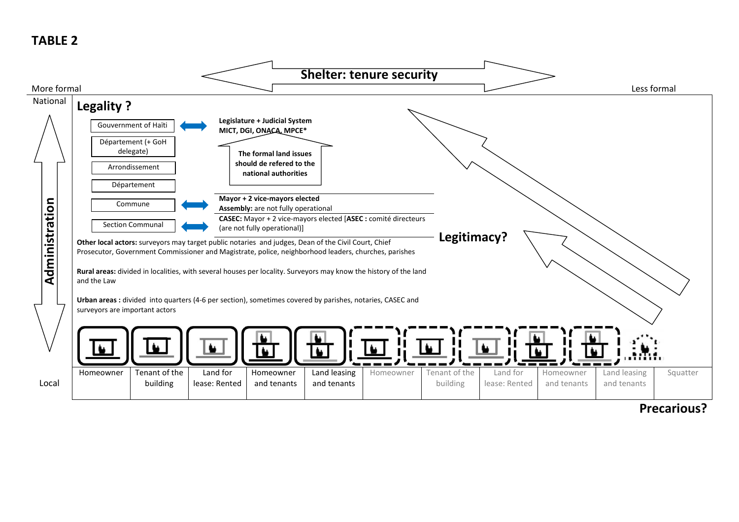# TABLE 2

**Shelter: tenure security**

More formal — Less formal

National

## Legality ?

- Gouvernment of Haïti
- Département (+ GoH delegate)
- Arrondissement
- Département
- Commune
- Section Communal

**Legislature + Judicial System**
**MICT, DGI, ONACA, MPCE***

**The formal land issues should de refered to the national authorities**

**Mayor + 2 vice-mayors elected**
**Assembly:** are not fully operational

**CASEC:** Mayor + 2 vice-mayors elected [**ASEC :** comité directeurs (are not fully operational)]

**Legitimacy?**

**Administration**

**Other local actors:** surveyors may target public notaries and judges, Dean of the Civil Court, Chief Prosecutor, Government Commissioner and Magistrate, police, neighborhood leaders, churches, parishes

**Rural areas:** divided in localities, with several houses per locality. Surveyors may know the history of the land and the Law

**Urban areas :** divided into quarters (4-6 per section), sometimes covered by parishes, notaries, CASEC and surveyors are important actors

| Local | Homeowner | Tenant of the building | Land for lease: Rented | Homeowner and tenants | Land leasing and tenants | Homeowner | Tenant of the building | Land for lease: Rented | Homeowner and tenants | Land leasing and tenants | Squatter |
|---|---|---|---|---|---|---|---|---|---|---|---|

**Precarious?**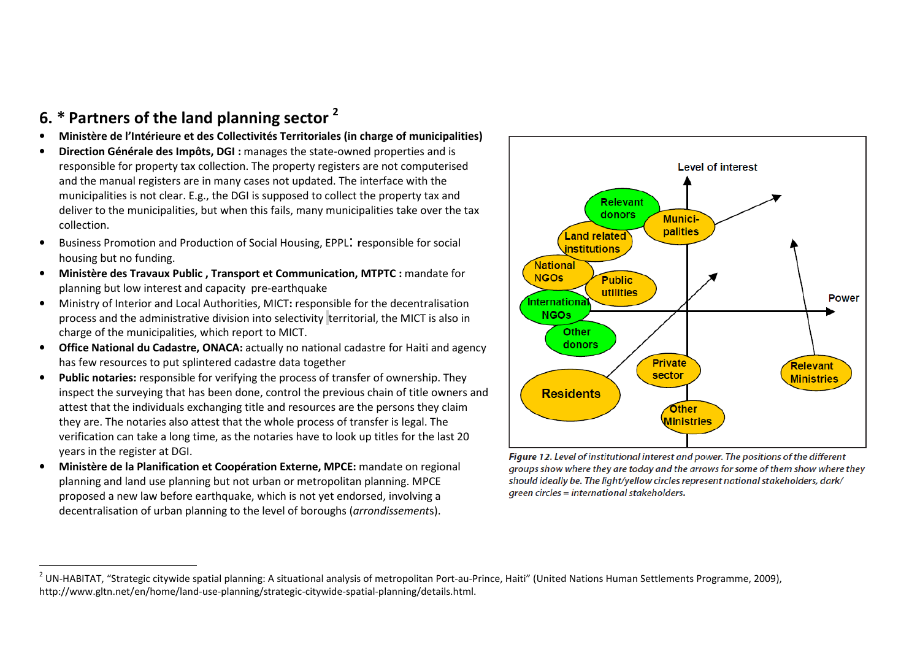## 6. * Partners of the land planning sector [2]

- **Ministère de l'Intérieure et des Collectivités Territoriales (in charge of municipalities)**
- **Direction Générale des Impôts, DGI :** manages the state-owned properties and is responsible for property tax collection. The property registers are not computerised and the manual registers are in many cases not updated. The interface with the municipalities is not clear. E.g., the DGI is supposed to collect the property tax and deliver to the municipalities, but when this fails, many municipalities take over the tax collection.
- Business Promotion and Production of Social Housing, EPPL**:** **r**esponsible for social housing but no funding.
- **Ministère des Travaux Public , Transport et Communication, MTPTC :** mandate for planning but low interest and capacity pre-earthquake
- Ministry of Interior and Local Authorities, MICT**:** responsible for the decentralisation process and the administrative division into selectivity territorial, the MICT is also in charge of the municipalities, which report to MICT.
- **Office National du Cadastre, ONACA:** actually no national cadastre for Haiti and agency has few resources to put splintered cadastre data together
- **Public notaries:** responsible for verifying the process of transfer of ownership. They inspect the surveying that has been done, control the previous chain of title owners and attest that the individuals exchanging title and resources are the persons they claim they are. The notaries also attest that the whole process of transfer is legal. The verification can take a long time, as the notaries have to look up titles for the last 20 years in the register at DGI.
- **Ministère de la Planification et Coopération Externe, MPCE:** mandate on regional planning and land use planning but not urban or metropolitan planning. MPCE proposed a new law before earthquake, which is not yet endorsed, involving a decentralisation of urban planning to the level of boroughs (*arrondissements*).

Level of interest
Power
Relevant donors
Munici-palities
Land related institutions
National NGOs
Public utilities
International NGOs
Other donors
Private sector
Relevant Ministries
Residents
Other Ministries

*Figure 12. Level of institutional interest and power. The positions of the different groups show where they are today and the arrows for some of them show where they should ideally be. The light/yellow circles represent national stakeholders, dark/ green circles = international stakeholders.*

[2] UN-HABITAT, "Strategic citywide spatial planning: A situational analysis of metropolitan Port-au-Prince, Haiti" (United Nations Human Settlements Programme, 2009), http://www.gltn.net/en/home/land-use-planning/strategic-citywide-spatial-planning/details.html.